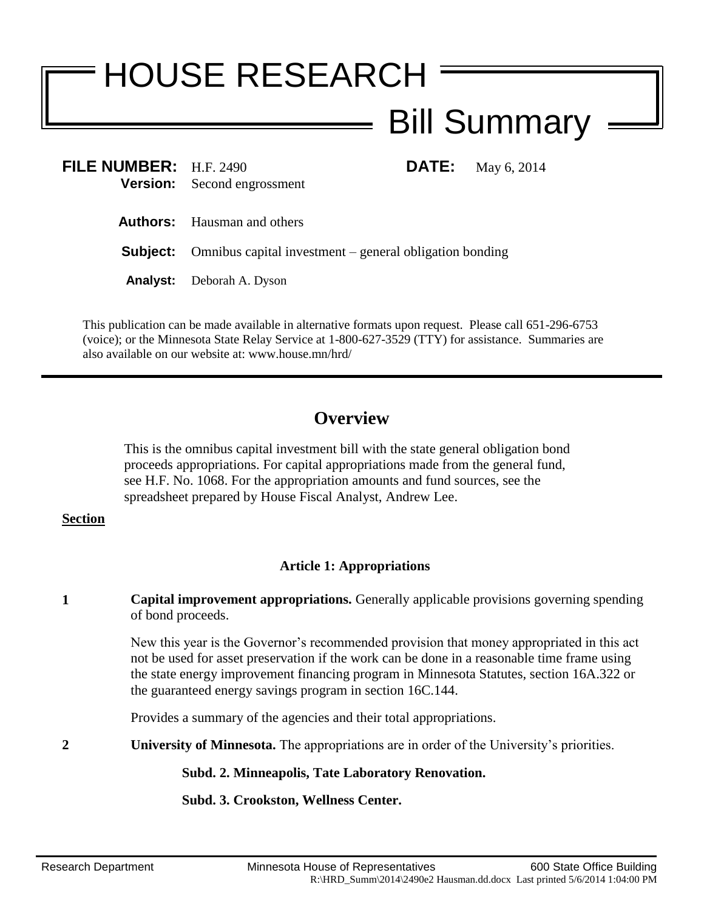# HOUSE RESEARCH

## Bill Summary

**FILE NUMBER:** H.F. 2490 **DATE:** May 6, 2014
**Version:** Second engrossment

**Authors:** Hausman and others

**Subject:** Omnibus capital investment – general obligation bonding

**Analyst:** Deborah A. Dyson

This publication can be made available in alternative formats upon request. Please call 651-296-6753 (voice); or the Minnesota State Relay Service at 1-800-627-3529 (TTY) for assistance. Summaries are also available on our website at: www.house.mn/hrd/

---

## Overview

This is the omnibus capital investment bill with the state general obligation bond proceeds appropriations. For capital appropriations made from the general fund, see H.F. No. 1068. For the appropriation amounts and fund sources, see the spreadsheet prepared by House Fiscal Analyst, Andrew Lee.

**Section**

### Article 1: Appropriations

**1** **Capital improvement appropriations.** Generally applicable provisions governing spending of bond proceeds.

New this year is the Governor's recommended provision that money appropriated in this act not be used for asset preservation if the work can be done in a reasonable time frame using the state energy improvement financing program in Minnesota Statutes, section 16A.322 or the guaranteed energy savings program in section 16C.144.

Provides a summary of the agencies and their total appropriations.

**2** **University of Minnesota.** The appropriations are in order of the University's priorities.

**Subd. 2. Minneapolis, Tate Laboratory Renovation.**

**Subd. 3. Crookston, Wellness Center.**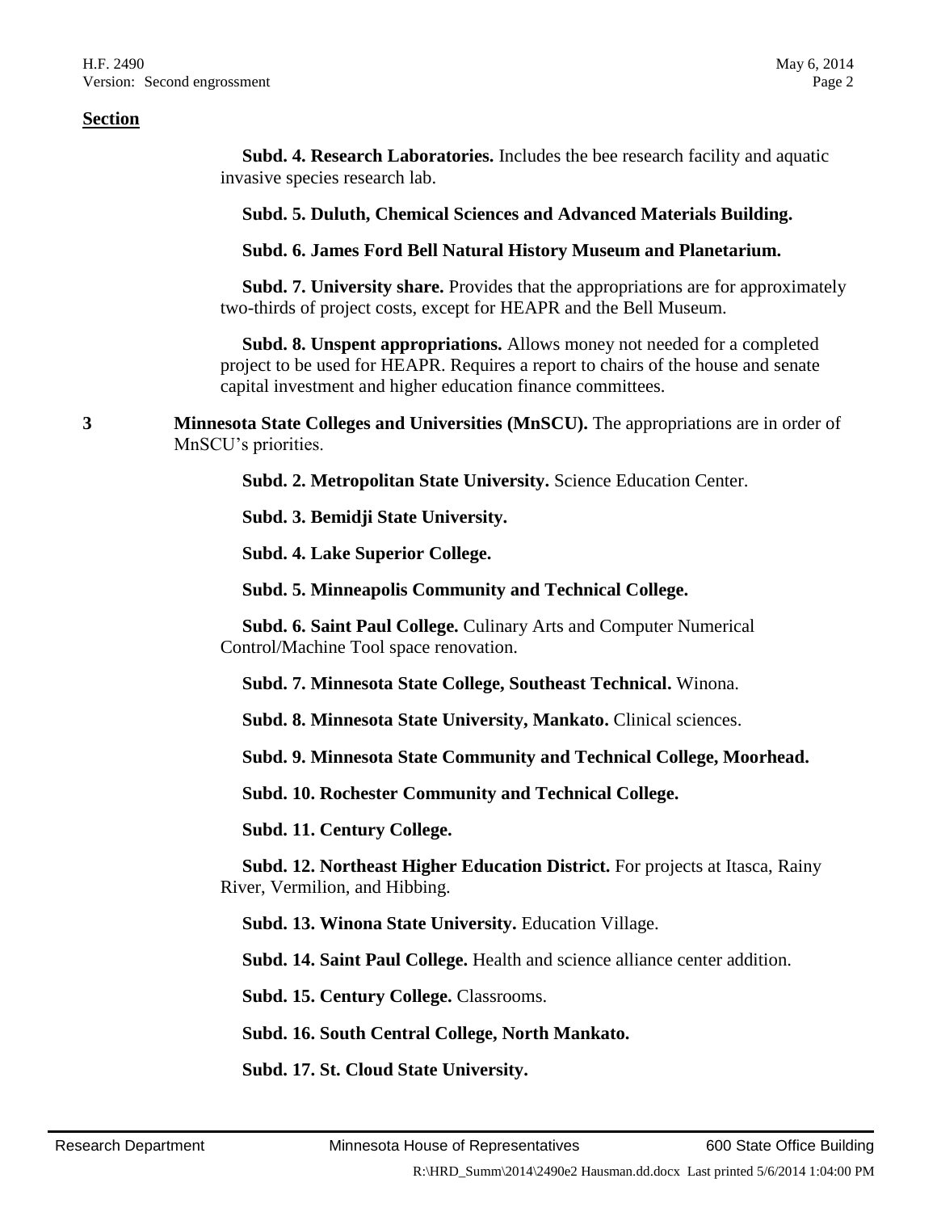**Section**

**Subd. 4. Research Laboratories.** Includes the bee research facility and aquatic invasive species research lab.

**Subd. 5. Duluth, Chemical Sciences and Advanced Materials Building.**

**Subd. 6. James Ford Bell Natural History Museum and Planetarium.**

**Subd. 7. University share.** Provides that the appropriations are for approximately two-thirds of project costs, except for HEAPR and the Bell Museum.

**Subd. 8. Unspent appropriations.** Allows money not needed for a completed project to be used for HEAPR. Requires a report to chairs of the house and senate capital investment and higher education finance committees.

**3** **Minnesota State Colleges and Universities (MnSCU).** The appropriations are in order of MnSCU's priorities.

**Subd. 2. Metropolitan State University.** Science Education Center.

**Subd. 3. Bemidji State University.**

**Subd. 4. Lake Superior College.**

**Subd. 5. Minneapolis Community and Technical College.**

**Subd. 6. Saint Paul College.** Culinary Arts and Computer Numerical Control/Machine Tool space renovation.

**Subd. 7. Minnesota State College, Southeast Technical.** Winona.

**Subd. 8. Minnesota State University, Mankato.** Clinical sciences.

**Subd. 9. Minnesota State Community and Technical College, Moorhead.**

**Subd. 10. Rochester Community and Technical College.**

**Subd. 11. Century College.**

**Subd. 12. Northeast Higher Education District.** For projects at Itasca, Rainy River, Vermilion, and Hibbing.

**Subd. 13. Winona State University.** Education Village.

**Subd. 14. Saint Paul College.** Health and science alliance center addition.

**Subd. 15. Century College.** Classrooms.

**Subd. 16. South Central College, North Mankato.**

**Subd. 17. St. Cloud State University.**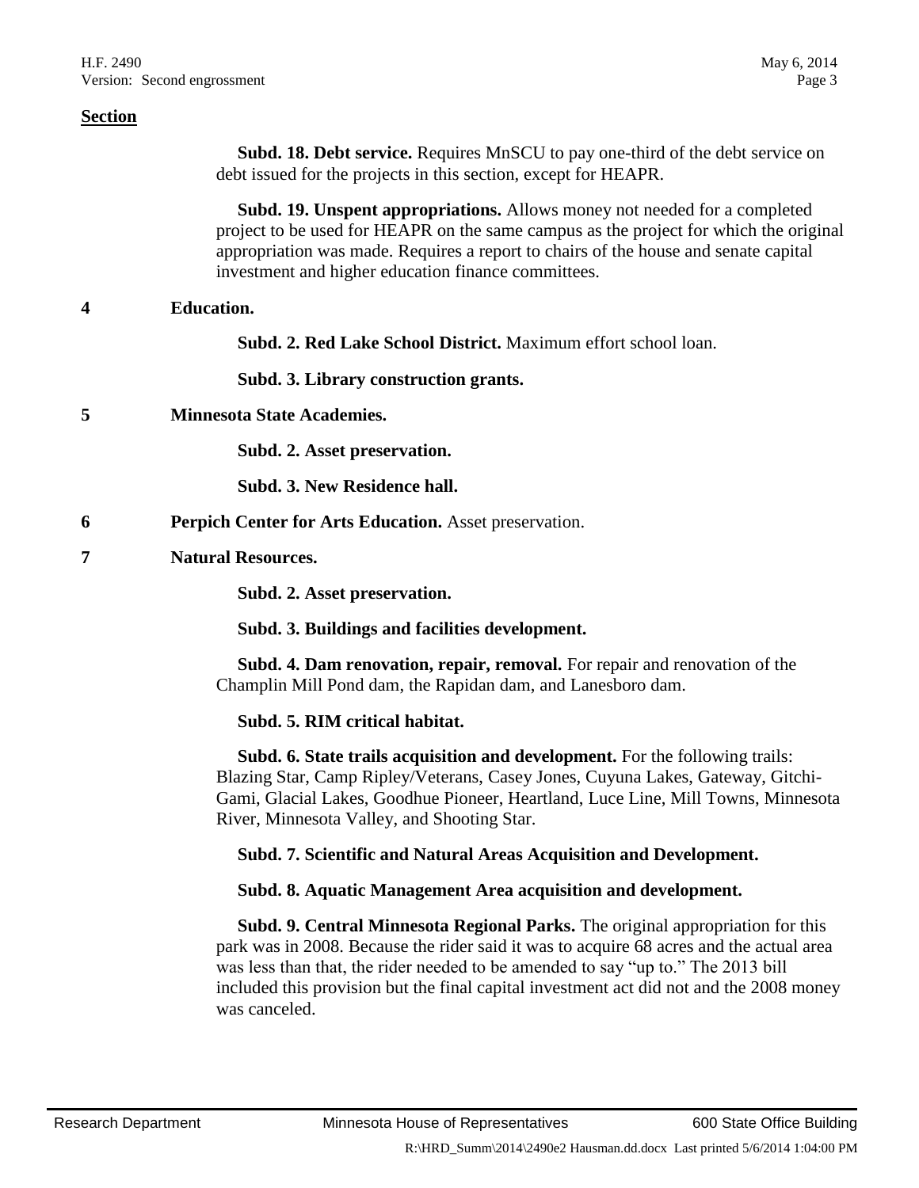**Section**

**Subd. 18. Debt service.** Requires MnSCU to pay one-third of the debt service on debt issued for the projects in this section, except for HEAPR.

**Subd. 19. Unspent appropriations.** Allows money not needed for a completed project to be used for HEAPR on the same campus as the project for which the original appropriation was made. Requires a report to chairs of the house and senate capital investment and higher education finance committees.

**4 Education.**

**Subd. 2. Red Lake School District.** Maximum effort school loan.

**Subd. 3. Library construction grants.**

**5 Minnesota State Academies.**

**Subd. 2. Asset preservation.**

**Subd. 3. New Residence hall.**

**6 Perpich Center for Arts Education.** Asset preservation.

**7 Natural Resources.**

**Subd. 2. Asset preservation.**

**Subd. 3. Buildings and facilities development.**

**Subd. 4. Dam renovation, repair, removal.** For repair and renovation of the Champlin Mill Pond dam, the Rapidan dam, and Lanesboro dam.

**Subd. 5. RIM critical habitat.**

**Subd. 6. State trails acquisition and development.** For the following trails: Blazing Star, Camp Ripley/Veterans, Casey Jones, Cuyuna Lakes, Gateway, Gitchi-Gami, Glacial Lakes, Goodhue Pioneer, Heartland, Luce Line, Mill Towns, Minnesota River, Minnesota Valley, and Shooting Star.

**Subd. 7. Scientific and Natural Areas Acquisition and Development.**

**Subd. 8. Aquatic Management Area acquisition and development.**

**Subd. 9. Central Minnesota Regional Parks.** The original appropriation for this park was in 2008. Because the rider said it was to acquire 68 acres and the actual area was less than that, the rider needed to be amended to say "up to." The 2013 bill included this provision but the final capital investment act did not and the 2008 money was canceled.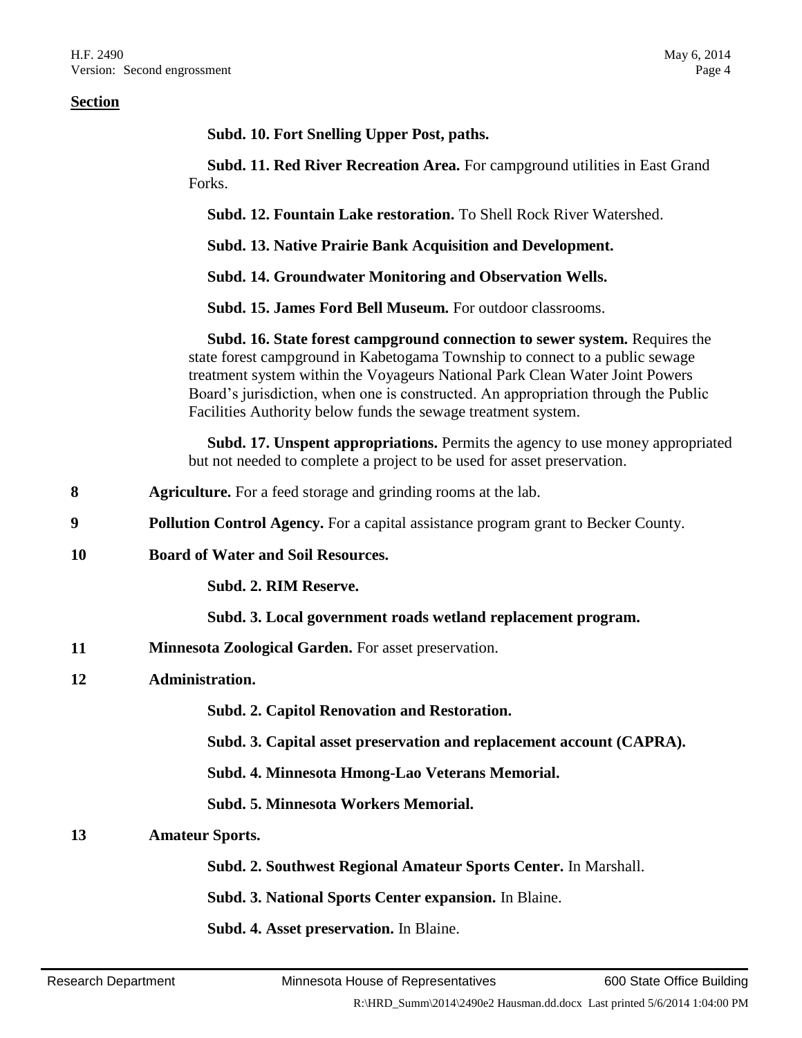**Section**

**Subd. 10. Fort Snelling Upper Post, paths.**

**Subd. 11. Red River Recreation Area.** For campground utilities in East Grand Forks.

**Subd. 12. Fountain Lake restoration.** To Shell Rock River Watershed.

**Subd. 13. Native Prairie Bank Acquisition and Development.**

**Subd. 14. Groundwater Monitoring and Observation Wells.**

**Subd. 15. James Ford Bell Museum.** For outdoor classrooms.

**Subd. 16. State forest campground connection to sewer system.** Requires the state forest campground in Kabetogama Township to connect to a public sewage treatment system within the Voyageurs National Park Clean Water Joint Powers Board's jurisdiction, when one is constructed. An appropriation through the Public Facilities Authority below funds the sewage treatment system.

**Subd. 17. Unspent appropriations.** Permits the agency to use money appropriated but not needed to complete a project to be used for asset preservation.

**8** **Agriculture.** For a feed storage and grinding rooms at the lab.

**9** **Pollution Control Agency.** For a capital assistance program grant to Becker County.

**10** **Board of Water and Soil Resources.**

**Subd. 2. RIM Reserve.**

**Subd. 3. Local government roads wetland replacement program.**

**11** **Minnesota Zoological Garden.** For asset preservation.

**12** **Administration.**

**Subd. 2. Capitol Renovation and Restoration.**

**Subd. 3. Capital asset preservation and replacement account (CAPRA).**

**Subd. 4. Minnesota Hmong-Lao Veterans Memorial.**

**Subd. 5. Minnesota Workers Memorial.**

**13** **Amateur Sports.**

**Subd. 2. Southwest Regional Amateur Sports Center.** In Marshall.

**Subd. 3. National Sports Center expansion.** In Blaine.

**Subd. 4. Asset preservation.** In Blaine.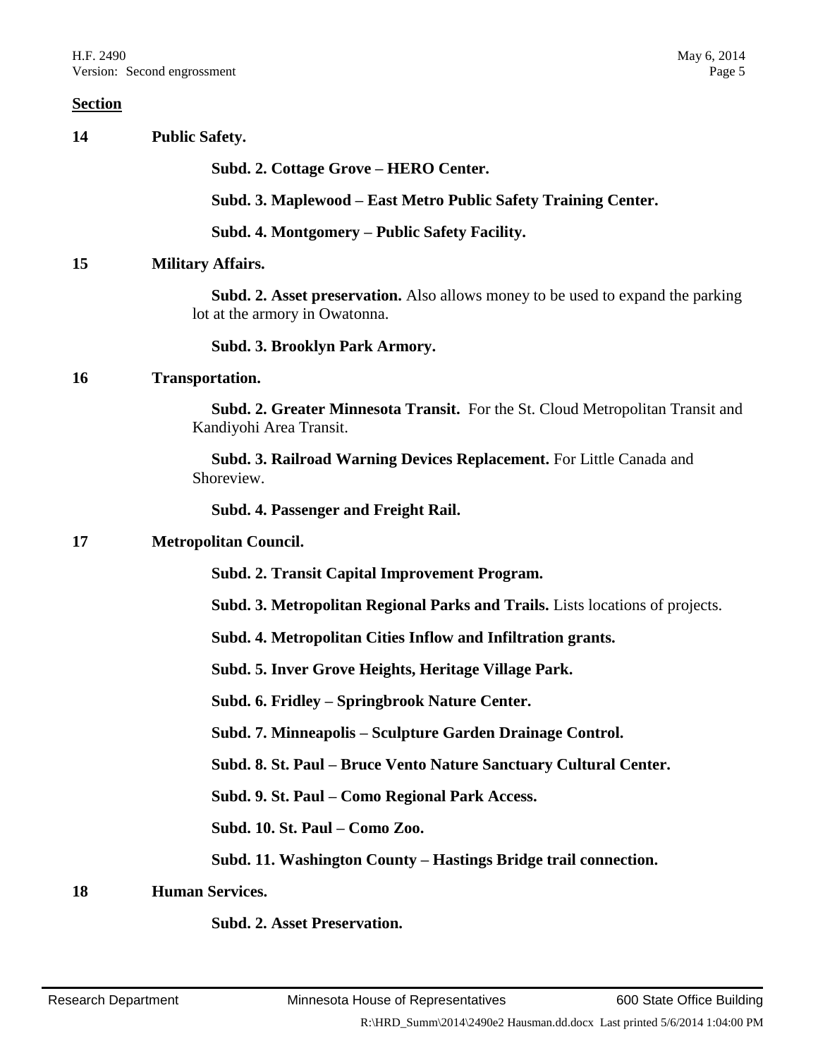**Section**

**14 Public Safety.**

**Subd. 2. Cottage Grove – HERO Center.**

**Subd. 3. Maplewood – East Metro Public Safety Training Center.**

**Subd. 4. Montgomery – Public Safety Facility.**

**15 Military Affairs.**

**Subd. 2. Asset preservation.** Also allows money to be used to expand the parking lot at the armory in Owatonna.

**Subd. 3. Brooklyn Park Armory.**

**16 Transportation.**

**Subd. 2. Greater Minnesota Transit.** For the St. Cloud Metropolitan Transit and Kandiyohi Area Transit.

**Subd. 3. Railroad Warning Devices Replacement.** For Little Canada and Shoreview.

**Subd. 4. Passenger and Freight Rail.**

**17 Metropolitan Council.**

**Subd. 2. Transit Capital Improvement Program.**

**Subd. 3. Metropolitan Regional Parks and Trails.** Lists locations of projects.

**Subd. 4. Metropolitan Cities Inflow and Infiltration grants.**

**Subd. 5. Inver Grove Heights, Heritage Village Park.**

**Subd. 6. Fridley – Springbrook Nature Center.**

**Subd. 7. Minneapolis – Sculpture Garden Drainage Control.**

**Subd. 8. St. Paul – Bruce Vento Nature Sanctuary Cultural Center.**

**Subd. 9. St. Paul – Como Regional Park Access.**

**Subd. 10. St. Paul – Como Zoo.**

**Subd. 11. Washington County – Hastings Bridge trail connection.**

**18 Human Services.**

**Subd. 2. Asset Preservation.**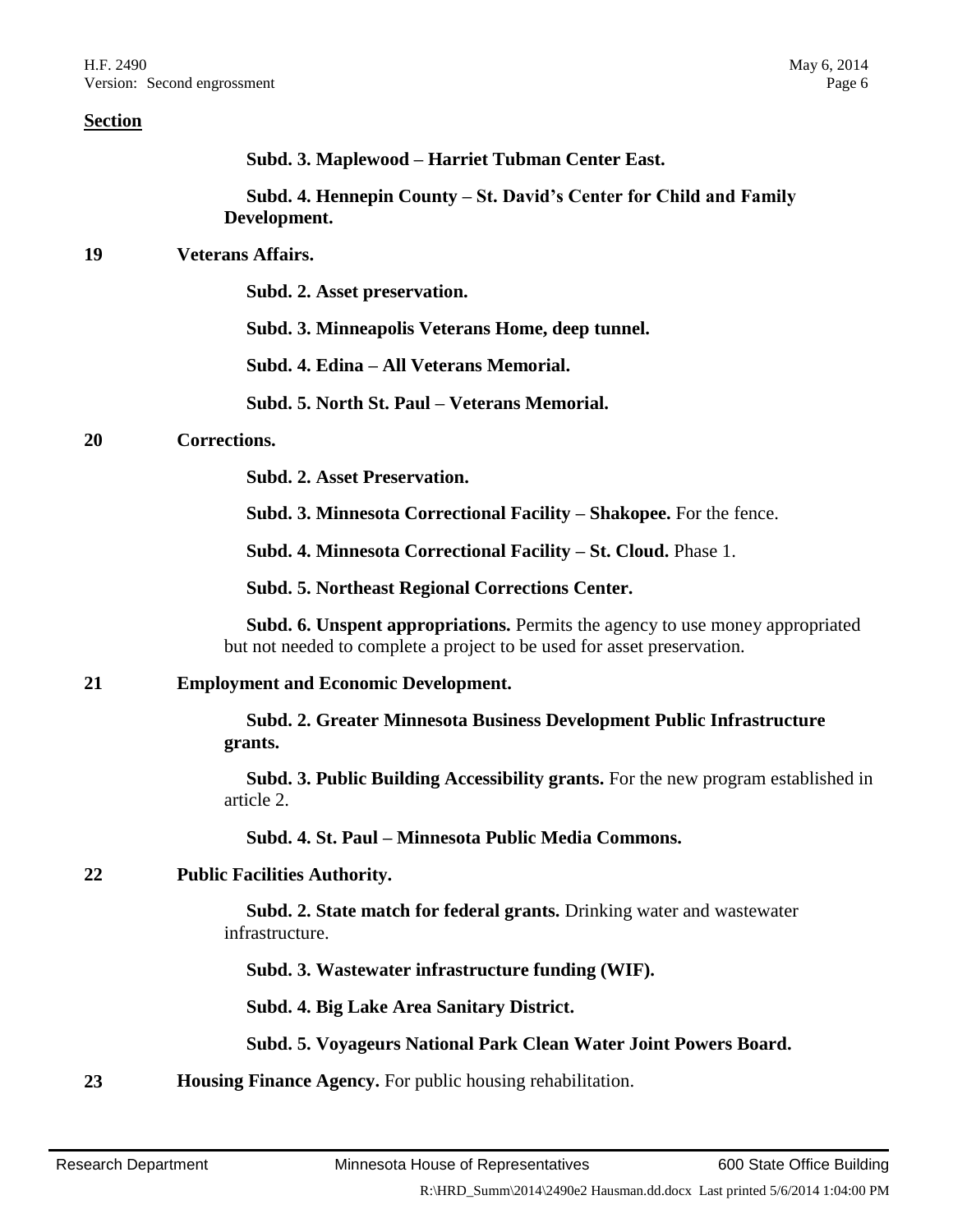**Section**

**Subd. 3. Maplewood – Harriet Tubman Center East.**

**Subd. 4. Hennepin County – St. David's Center for Child and Family Development.**

**19** **Veterans Affairs.**

**Subd. 2. Asset preservation.**

**Subd. 3. Minneapolis Veterans Home, deep tunnel.**

**Subd. 4. Edina – All Veterans Memorial.**

**Subd. 5. North St. Paul – Veterans Memorial.**

**20** **Corrections.**

**Subd. 2. Asset Preservation.**

**Subd. 3. Minnesota Correctional Facility – Shakopee.** For the fence.

**Subd. 4. Minnesota Correctional Facility – St. Cloud.** Phase 1.

**Subd. 5. Northeast Regional Corrections Center.**

**Subd. 6. Unspent appropriations.** Permits the agency to use money appropriated but not needed to complete a project to be used for asset preservation.

**21** **Employment and Economic Development.**

**Subd. 2. Greater Minnesota Business Development Public Infrastructure grants.**

**Subd. 3. Public Building Accessibility grants.** For the new program established in article 2.

**Subd. 4. St. Paul – Minnesota Public Media Commons.**

**22** **Public Facilities Authority.**

**Subd. 2. State match for federal grants.** Drinking water and wastewater infrastructure.

**Subd. 3. Wastewater infrastructure funding (WIF).**

**Subd. 4. Big Lake Area Sanitary District.**

**Subd. 5. Voyageurs National Park Clean Water Joint Powers Board.**

**23** **Housing Finance Agency.** For public housing rehabilitation.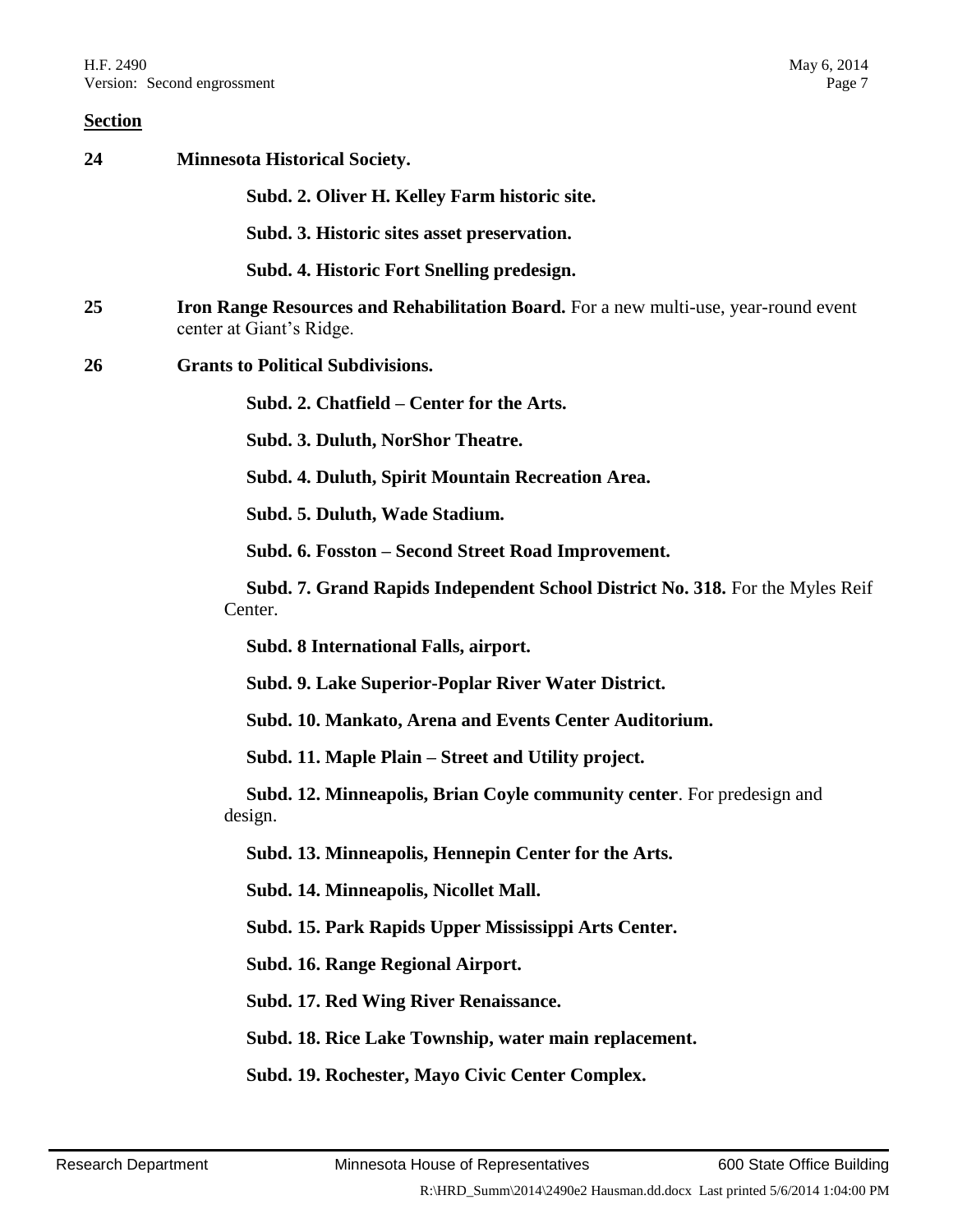**Section**

**24** **Minnesota Historical Society.**

**Subd. 2. Oliver H. Kelley Farm historic site.**

**Subd. 3. Historic sites asset preservation.**

**Subd. 4. Historic Fort Snelling predesign.**

**25** **Iron Range Resources and Rehabilitation Board.** For a new multi-use, year-round event center at Giant's Ridge.

**26** **Grants to Political Subdivisions.**

**Subd. 2. Chatfield – Center for the Arts.**

**Subd. 3. Duluth, NorShor Theatre.**

**Subd. 4. Duluth, Spirit Mountain Recreation Area.**

**Subd. 5. Duluth, Wade Stadium.**

**Subd. 6. Fosston – Second Street Road Improvement.**

**Subd. 7. Grand Rapids Independent School District No. 318.** For the Myles Reif Center.

**Subd. 8 International Falls, airport.**

**Subd. 9. Lake Superior-Poplar River Water District.**

**Subd. 10. Mankato, Arena and Events Center Auditorium.**

**Subd. 11. Maple Plain – Street and Utility project.**

**Subd. 12. Minneapolis, Brian Coyle community center**. For predesign and design.

**Subd. 13. Minneapolis, Hennepin Center for the Arts.**

**Subd. 14. Minneapolis, Nicollet Mall.**

**Subd. 15. Park Rapids Upper Mississippi Arts Center.**

**Subd. 16. Range Regional Airport.**

**Subd. 17. Red Wing River Renaissance.**

**Subd. 18. Rice Lake Township, water main replacement.**

**Subd. 19. Rochester, Mayo Civic Center Complex.**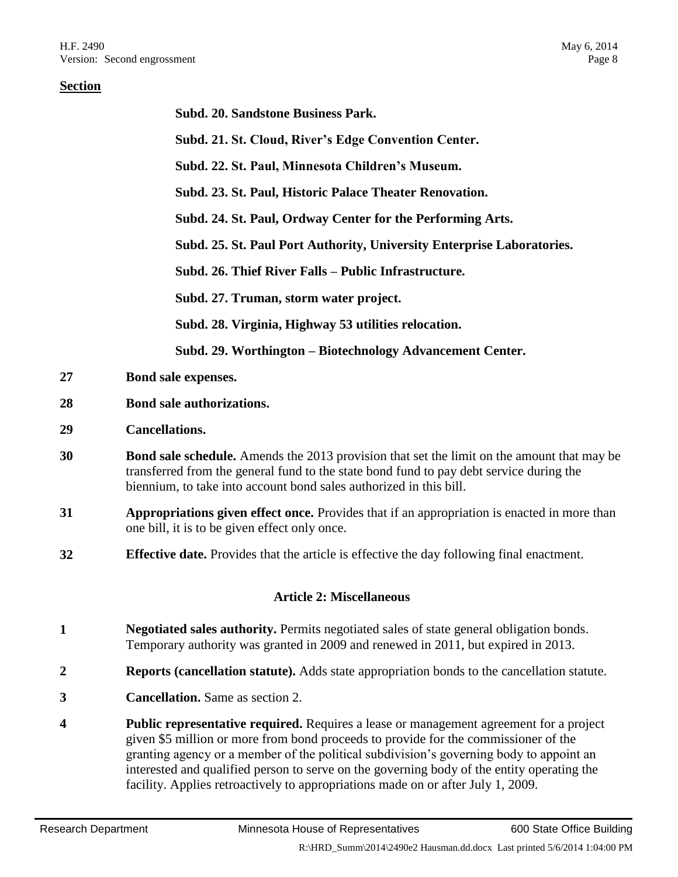**Section**

**Subd. 20. Sandstone Business Park.**

**Subd. 21. St. Cloud, River's Edge Convention Center.**

**Subd. 22. St. Paul, Minnesota Children's Museum.**

**Subd. 23. St. Paul, Historic Palace Theater Renovation.**

**Subd. 24. St. Paul, Ordway Center for the Performing Arts.**

**Subd. 25. St. Paul Port Authority, University Enterprise Laboratories.**

**Subd. 26. Thief River Falls – Public Infrastructure.**

**Subd. 27. Truman, storm water project.**

**Subd. 28. Virginia, Highway 53 utilities relocation.**

**Subd. 29. Worthington – Biotechnology Advancement Center.**

**27** **Bond sale expenses.**

**28** **Bond sale authorizations.**

**29** **Cancellations.**

**30** **Bond sale schedule.** Amends the 2013 provision that set the limit on the amount that may be transferred from the general fund to the state bond fund to pay debt service during the biennium, to take into account bond sales authorized in this bill.

**31** **Appropriations given effect once.** Provides that if an appropriation is enacted in more than one bill, it is to be given effect only once.

**32** **Effective date.** Provides that the article is effective the day following final enactment.

## Article 2: Miscellaneous

**1** **Negotiated sales authority.** Permits negotiated sales of state general obligation bonds. Temporary authority was granted in 2009 and renewed in 2011, but expired in 2013.

**2** **Reports (cancellation statute).** Adds state appropriation bonds to the cancellation statute.

**3** **Cancellation.** Same as section 2.

**4** **Public representative required.** Requires a lease or management agreement for a project given $5 million or more from bond proceeds to provide for the commissioner of the granting agency or a member of the political subdivision's governing body to appoint an interested and qualified person to serve on the governing body of the entity operating the facility. Applies retroactively to appropriations made on or after July 1, 2009.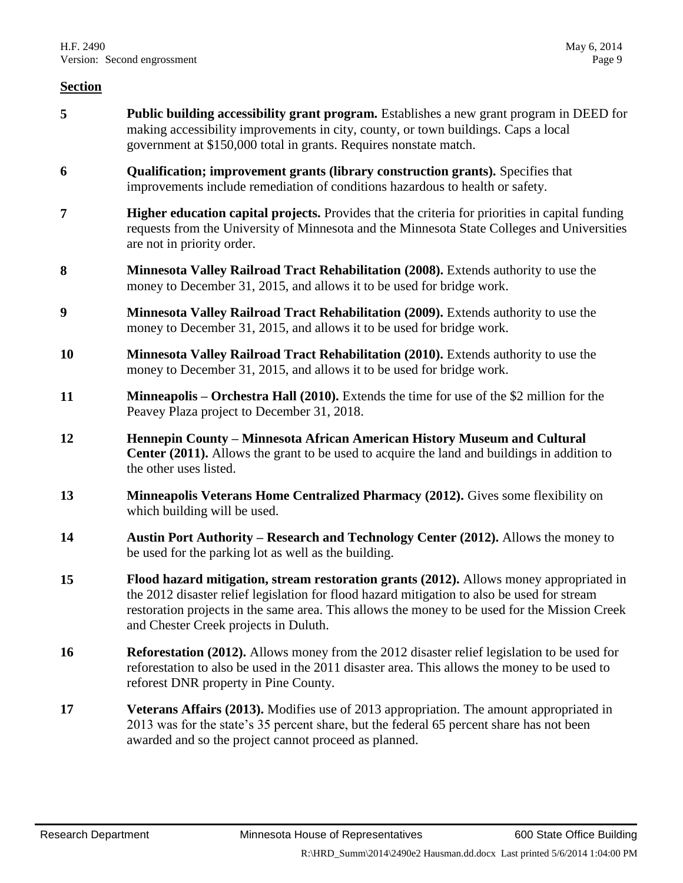**Section**

| | |
|---|---|
| 5 | **Public building accessibility grant program.** Establishes a new grant program in DEED for making accessibility improvements in city, county, or town buildings. Caps a local government at $150,000 total in grants. Requires nonstate match. |
| 6 | **Qualification; improvement grants (library construction grants).** Specifies that improvements include remediation of conditions hazardous to health or safety. |
| 7 | **Higher education capital projects.** Provides that the criteria for priorities in capital funding requests from the University of Minnesota and the Minnesota State Colleges and Universities are not in priority order. |
| 8 | **Minnesota Valley Railroad Tract Rehabilitation (2008).** Extends authority to use the money to December 31, 2015, and allows it to be used for bridge work. |
| 9 | **Minnesota Valley Railroad Tract Rehabilitation (2009).** Extends authority to use the money to December 31, 2015, and allows it to be used for bridge work. |
| 10 | **Minnesota Valley Railroad Tract Rehabilitation (2010).** Extends authority to use the money to December 31, 2015, and allows it to be used for bridge work. |
| 11 | **Minneapolis – Orchestra Hall (2010).** Extends the time for use of the $2 million for the Peavey Plaza project to December 31, 2018. |
| 12 | **Hennepin County – Minnesota African American History Museum and Cultural Center (2011).** Allows the grant to be used to acquire the land and buildings in addition to the other uses listed. |
| 13 | **Minneapolis Veterans Home Centralized Pharmacy (2012).** Gives some flexibility on which building will be used. |
| 14 | **Austin Port Authority – Research and Technology Center (2012).** Allows the money to be used for the parking lot as well as the building. |
| 15 | **Flood hazard mitigation, stream restoration grants (2012).** Allows money appropriated in the 2012 disaster relief legislation for flood hazard mitigation to also be used for stream restoration projects in the same area. This allows the money to be used for the Mission Creek and Chester Creek projects in Duluth. |
| 16 | **Reforestation (2012).** Allows money from the 2012 disaster relief legislation to be used for reforestation to also be used in the 2011 disaster area. This allows the money to be used to reforest DNR property in Pine County. |
| 17 | **Veterans Affairs (2013).** Modifies use of 2013 appropriation. The amount appropriated in 2013 was for the state's 35 percent share, but the federal 65 percent share has not been awarded and so the project cannot proceed as planned. |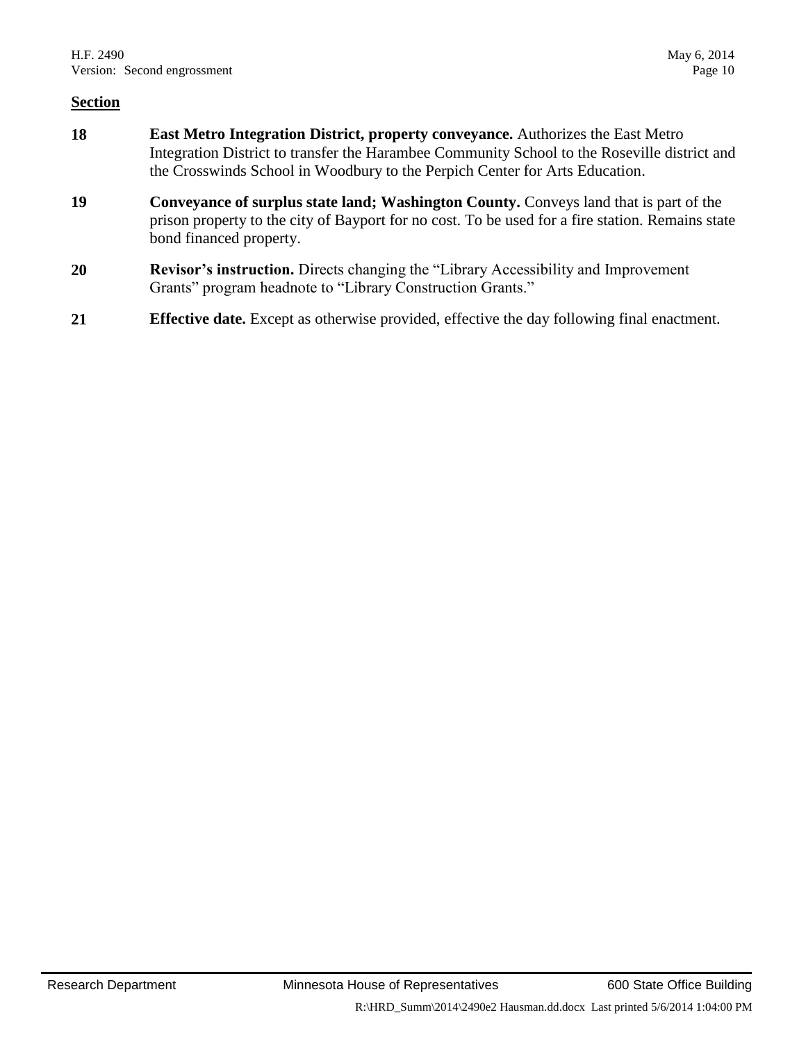**Section**

| | |
|---|---|
| **18** | **East Metro Integration District, property conveyance.** Authorizes the East Metro Integration District to transfer the Harambee Community School to the Roseville district and the Crosswinds School in Woodbury to the Perpich Center for Arts Education. |
| **19** | **Conveyance of surplus state land; Washington County.** Conveys land that is part of the prison property to the city of Bayport for no cost. To be used for a fire station. Remains state bond financed property. |
| **20** | **Revisor's instruction.** Directs changing the "Library Accessibility and Improvement Grants" program headnote to "Library Construction Grants." |
| **21** | **Effective date.** Except as otherwise provided, effective the day following final enactment. |